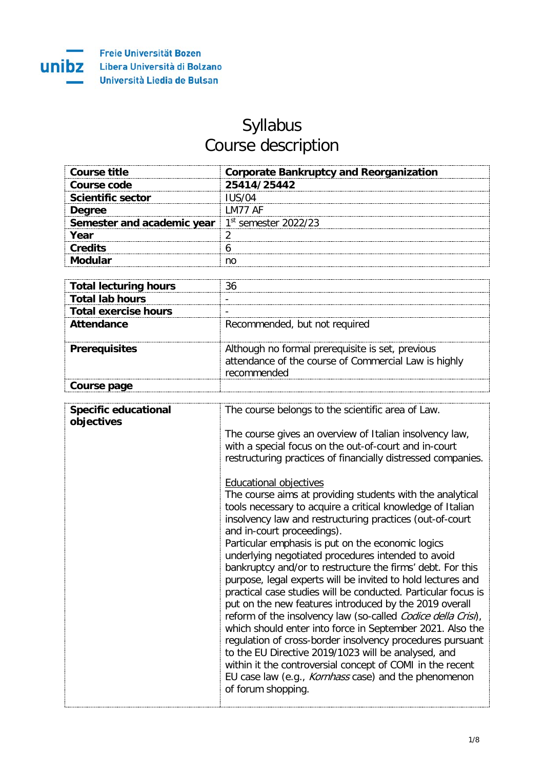Freie Universität Bozen
Libera Università di Bolzano
Università Liedia de Bulsan

# Syllabus
# Course description

| | |
|---|---|
| **Course title** | **Corporate Bankruptcy and Reorganization** |
| **Course code** | **25414/25442** |
| **Scientific sector** | IUS/04 |
| **Degree** | LM77 AF |
| **Semester and academic year** | 1st semester 2022/23 |
| **Year** | 2 |
| **Credits** | 6 |
| **Modular** | no |

| | |
|---|---|
| **Total lecturing hours** | 36 |
| **Total lab hours** | - |
| **Total exercise hours** | - |
| **Attendance** | Recommended, but not required |
| **Prerequisites** | Although no formal prerequisite is set, previous attendance of the course of Commercial Law is highly recommended |
| **Course page** | |

| | |
|---|---|
| **Specific educational objectives** | The course belongs to the scientific area of Law.<br><br>The course gives an overview of Italian insolvency law, with a special focus on the out-of-court and in-court restructuring practices of financially distressed companies.<br><br>Educational objectives<br>The course aims at providing students with the analytical tools necessary to acquire a critical knowledge of Italian insolvency law and restructuring practices (out-of-court and in-court proceedings).<br>Particular emphasis is put on the economic logics underlying negotiated procedures intended to avoid bankruptcy and/or to restructure the firms' debt. For this purpose, legal experts will be invited to hold lectures and practical case studies will be conducted. Particular focus is put on the new features introduced by the 2019 overall reform of the insolvency law (so-called *Codice della Crisi*), which should enter into force in September 2021. Also the regulation of cross-border insolvency procedures pursuant to the EU Directive 2019/1023 will be analysed, and within it the controversial concept of COMI in the recent EU case law (e.g., *Kornhass* case) and the phenomenon of forum shopping. |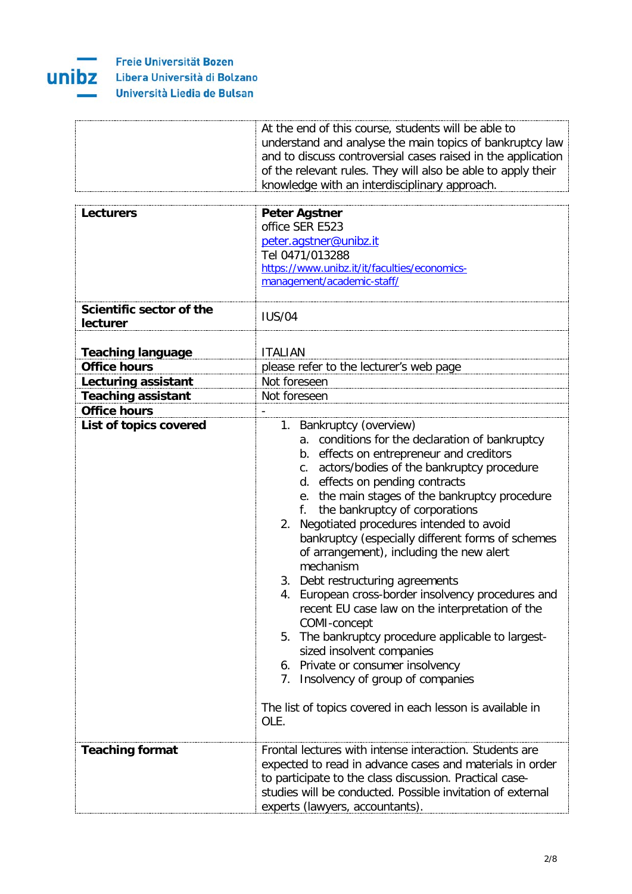| | |
|---|---|
| | At the end of this course, students will be able to understand and analyse the main topics of bankruptcy law and to discuss controversial cases raised in the application of the relevant rules. They will also be able to apply their knowledge with an interdisciplinary approach. |

| | |
|---|---|
| **Lecturers** | **Peter Agstner**<br>office SER E523<br>peter.agstner@unibz.it<br>Tel 0471/013288<br>https://www.unibz.it/it/faculties/economics-management/academic-staff/ |
| **Scientific sector of the lecturer** | IUS/04 |
| **Teaching language** | ITALIAN |
| **Office hours** | please refer to the lecturer's web page |
| **Lecturing assistant** | Not foreseen |
| **Teaching assistant** | Not foreseen |
| **Office hours** | - |
| **List of topics covered** | 1. Bankruptcy (overview)<br>a. conditions for the declaration of bankruptcy<br>b. effects on entrepreneur and creditors<br>c. actors/bodies of the bankruptcy procedure<br>d. effects on pending contracts<br>e. the main stages of the bankruptcy procedure<br>f. the bankruptcy of corporations<br>2. Negotiated procedures intended to avoid bankruptcy (especially different forms of schemes of arrangement), including the new alert mechanism<br>3. Debt restructuring agreements<br>4. European cross-border insolvency procedures and recent EU case law on the interpretation of the COMI-concept<br>5. The bankruptcy procedure applicable to largest-sized insolvent companies<br>6. Private or consumer insolvency<br>7. Insolvency of group of companies<br><br>The list of topics covered in each lesson is available in OLE. |
| **Teaching format** | Frontal lectures with intense interaction. Students are expected to read in advance cases and materials in order to participate to the class discussion. Practical case-studies will be conducted. Possible invitation of external experts (lawyers, accountants). |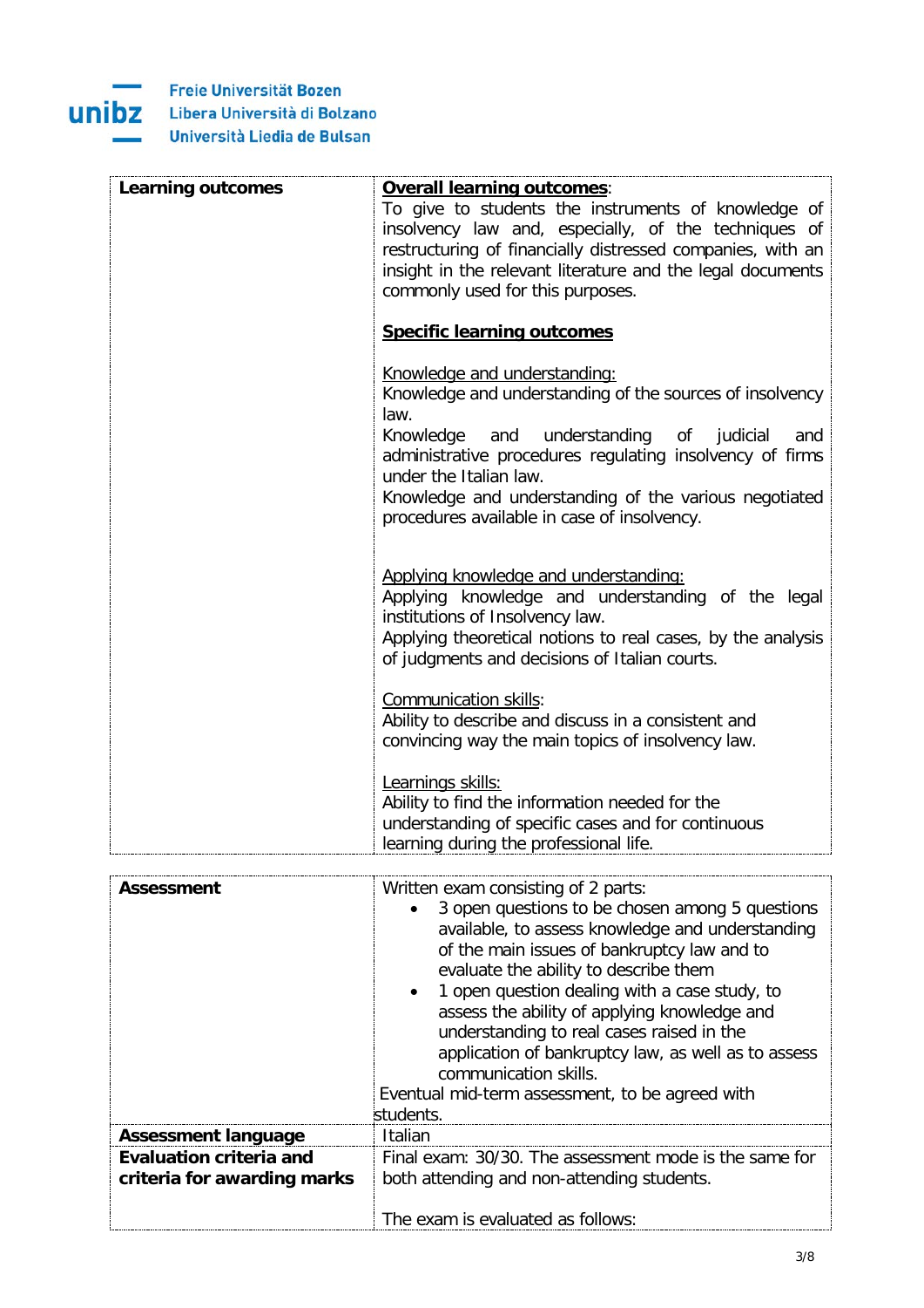| Learning outcomes | **Overall learning outcomes**:<br>To give to students the instruments of knowledge of insolvency law and, especially, of the techniques of restructuring of financially distressed companies, with an insight in the relevant literature and the legal documents commonly used for this purposes.<br><br>**Specific learning outcomes**<br><br>Knowledge and understanding:<br>Knowledge and understanding of the sources of insolvency law.<br>Knowledge and understanding of judicial and administrative procedures regulating insolvency of firms under the Italian law.<br>Knowledge and understanding of the various negotiated procedures available in case of insolvency.<br><br>Applying knowledge and understanding:<br>Applying knowledge and understanding of the legal institutions of Insolvency law.<br>Applying theoretical notions to real cases, by the analysis of judgments and decisions of Italian courts.<br><br>Communication skills:<br>Ability to describe and discuss in a consistent and convincing way the main topics of insolvency law.<br><br>Learnings skills:<br>Ability to find the information needed for the understanding of specific cases and for continuous learning during the professional life. |
|---|---|

| Assessment | Written exam consisting of 2 parts:<br>• 3 open questions to be chosen among 5 questions available, to assess knowledge and understanding of the main issues of bankruptcy law and to evaluate the ability to describe them<br>• 1 open question dealing with a case study, to assess the ability of applying knowledge and understanding to real cases raised in the application of bankruptcy law, as well as to assess communication skills.<br>Eventual mid-term assessment, to be agreed with students. |
|---|---|
| **Assessment language** | Italian |
| **Evaluation criteria and criteria for awarding marks** | Final exam: 30/30. The assessment mode is the same for both attending and non-attending students.<br><br>The exam is evaluated as follows: |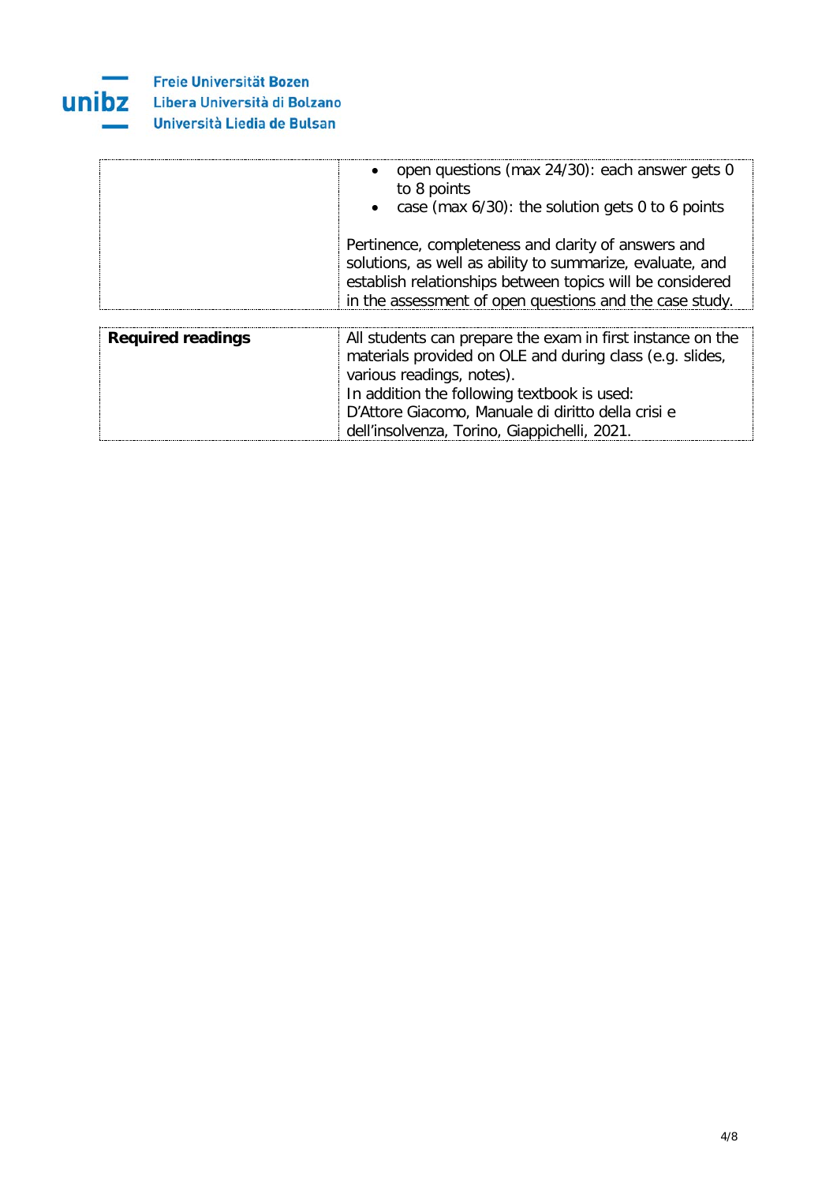| | |
|---|---|
| | • open questions (max 24/30): each answer gets 0 to 8 points<br>• case (max 6/30): the solution gets 0 to 6 points<br><br>Pertinence, completeness and clarity of answers and solutions, as well as ability to summarize, evaluate, and establish relationships between topics will be considered in the assessment of open questions and the case study. |

| | |
|---|---|
| **Required readings** | All students can prepare the exam in first instance on the materials provided on OLE and during class (e.g. slides, various readings, notes).<br>In addition the following textbook is used:<br>D'Attore Giacomo, Manuale di diritto della crisi e dell'insolvenza, Torino, Giappichelli, 2021. |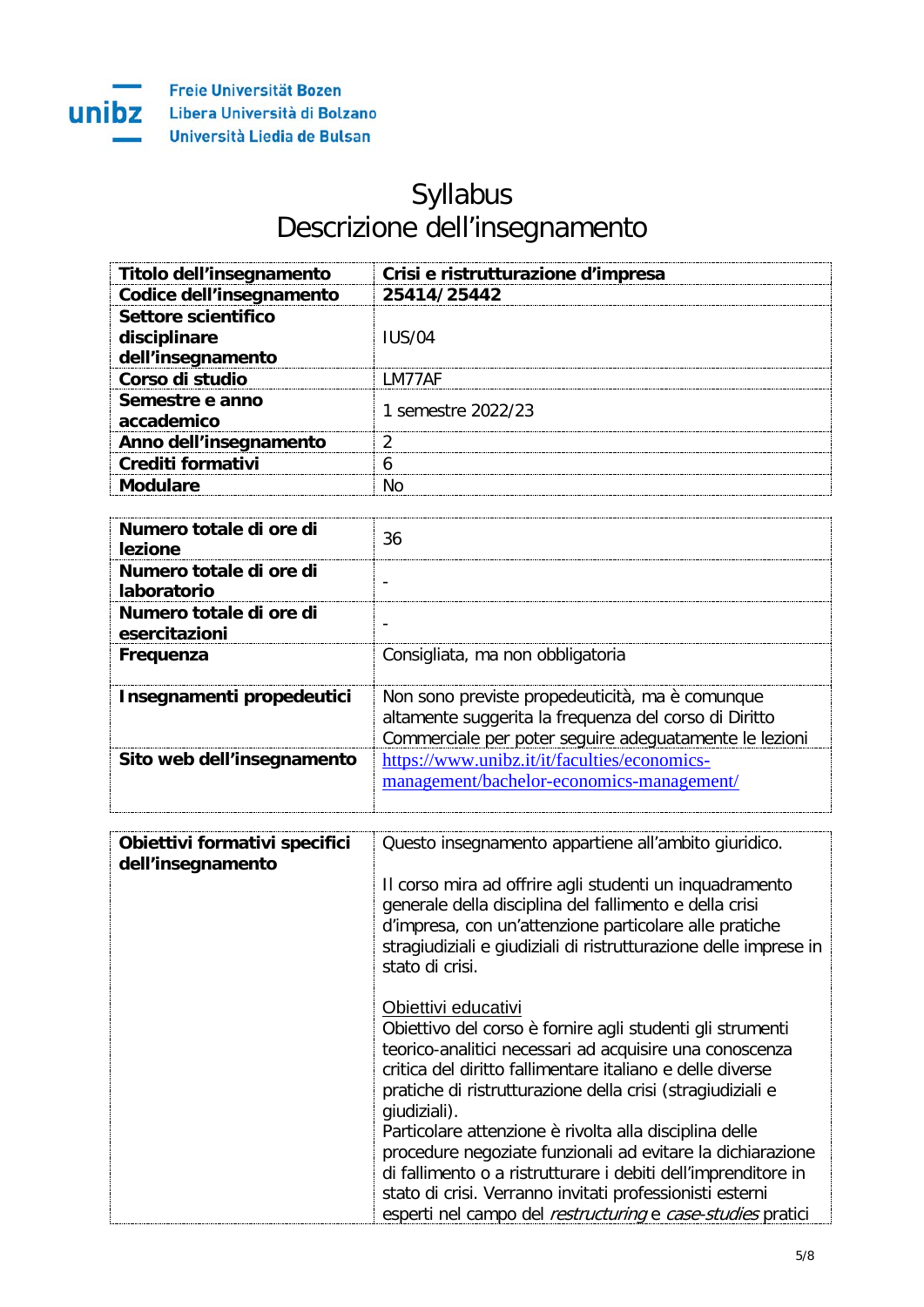Freie Universität Bozen
Libera Università di Bolzano
Università Liedia de Bulsan

# Syllabus
# Descrizione dell'insegnamento

| | |
|---|---|
| **Titolo dell'insegnamento** | **Crisi e ristrutturazione d'impresa** |
| **Codice dell'insegnamento** | **25414/25442** |
| **Settore scientifico disciplinare dell'insegnamento** | IUS/04 |
| **Corso di studio** | LM77AF |
| **Semestre e anno accademico** | 1 semestre 2022/23 |
| **Anno dell'insegnamento** | 2 |
| **Crediti formativi** | 6 |
| **Modulare** | No |

| | |
|---|---|
| **Numero totale di ore di lezione** | 36 |
| **Numero totale di ore di laboratorio** | - |
| **Numero totale di ore di esercitazioni** | - |
| **Frequenza** | Consigliata, ma non obbligatoria |
| **Insegnamenti propedeutici** | Non sono previste propedeuticità, ma è comunque altamente suggerita la frequenza del corso di Diritto Commerciale per poter seguire adeguatamente le lezioni |
| **Sito web dell'insegnamento** | https://www.unibz.it/it/faculties/economics-management/bachelor-economics-management/ |

| | |
|---|---|
| **Obiettivi formativi specifici dell'insegnamento** | Questo insegnamento appartiene all'ambito giuridico.<br><br>Il corso mira ad offrire agli studenti un inquadramento generale della disciplina del fallimento e della crisi d'impresa, con un'attenzione particolare alle pratiche stragiudiziali e giudiziali di ristrutturazione delle imprese in stato di crisi.<br><br>Obiettivi educativi<br>Obiettivo del corso è fornire agli studenti gli strumenti teorico-analitici necessari ad acquisire una conoscenza critica del diritto fallimentare italiano e delle diverse pratiche di ristrutturazione della crisi (stragiudiziali e giudiziali).<br>Particolare attenzione è rivolta alla disciplina delle procedure negoziate funzionali ad evitare la dichiarazione di fallimento o a ristrutturare i debiti dell'imprenditore in stato di crisi. Verranno invitati professionisti esterni esperti nel campo del *restructuring* e *case-studies* pratici |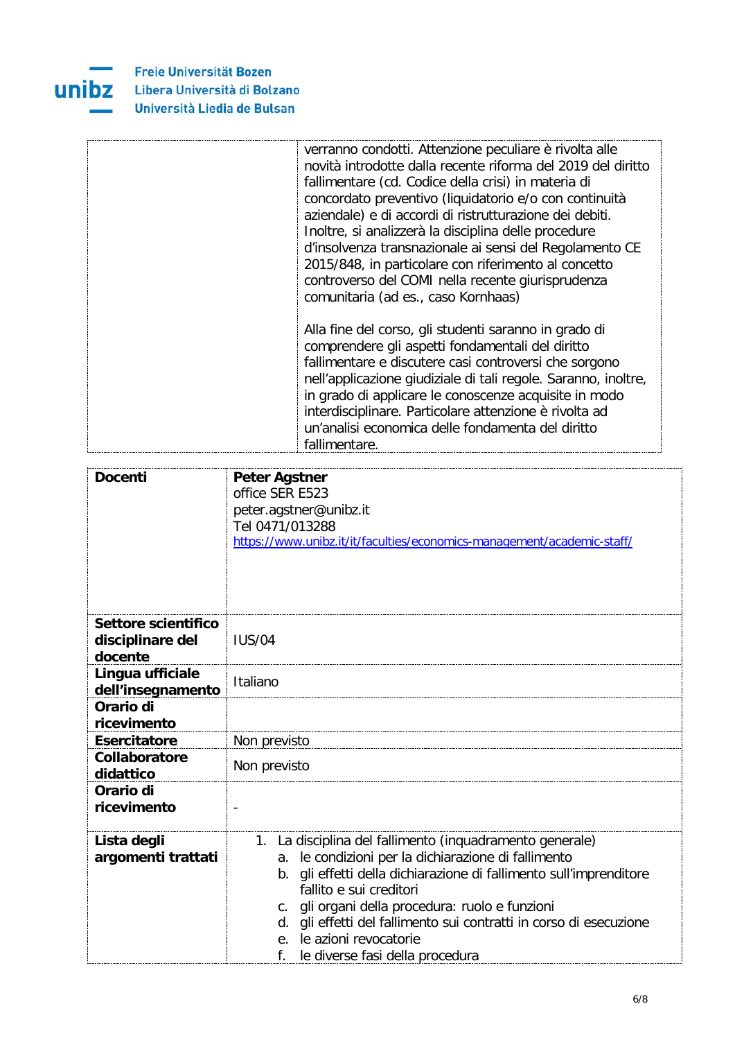| | |
|---|---|
| | verranno condotti. Attenzione peculiare è rivolta alle novità introdotte dalla recente riforma del 2019 del diritto fallimentare (cd. Codice della crisi) in materia di concordato preventivo (liquidatorio e/o con continuità aziendale) e di accordi di ristrutturazione dei debiti. Inoltre, si analizzerà la disciplina delle procedure d'insolvenza transnazionale ai sensi del Regolamento CE 2015/848, in particolare con riferimento al concetto controverso del COMI nella recente giurisprudenza comunitaria (ad es., caso Kornhaas)<br><br>Alla fine del corso, gli studenti saranno in grado di comprendere gli aspetti fondamentali del diritto fallimentare e discutere casi controversi che sorgono nell'applicazione giudiziale di tali regole. Saranno, inoltre, in grado di applicare le conoscenze acquisite in modo interdisciplinare. Particolare attenzione è rivolta ad un'analisi economica delle fondamenta del diritto fallimentare. |

| | |
|---|---|
| **Docenti** | **Peter Agstner**<br>office SER E523<br>peter.agstner@unibz.it<br>Tel 0471/013288<br>[https://www.unibz.it/it/faculties/economics-management/academic-staff/](https://www.unibz.it/it/faculties/economics-management/academic-staff/) |
| **Settore scientifico disciplinare del docente** | IUS/04 |
| **Lingua ufficiale dell'insegnamento** | Italiano |
| **Orario di ricevimento** | |
| **Esercitatore** | Non previsto |
| **Collaboratore didattico** | Non previsto |
| **Orario di ricevimento** | - |
| **Lista degli argomenti trattati** | 1. La disciplina del fallimento (inquadramento generale)<br>a. le condizioni per la dichiarazione di fallimento<br>b. gli effetti della dichiarazione di fallimento sull'imprenditore fallito e sui creditori<br>c. gli organi della procedura: ruolo e funzioni<br>d. gli effetti del fallimento sui contratti in corso di esecuzione<br>e. le azioni revocatorie<br>f. le diverse fasi della procedura |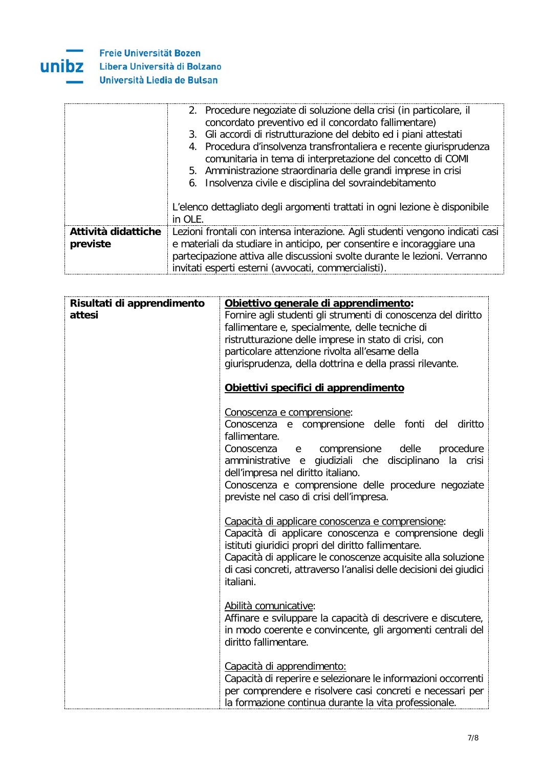| | |
|---|---|
| | 2. Procedure negoziate di soluzione della crisi (in particolare, il concordato preventivo ed il concordato fallimentare)<br>3. Gli accordi di ristrutturazione del debito ed i piani attestati<br>4. Procedura d'insolvenza transfrontaliera e recente giurisprudenza comunitaria in tema di interpretazione del concetto di COMI<br>5. Amministrazione straordinaria delle grandi imprese in crisi<br>6. Insolvenza civile e disciplina del sovraindebitamento<br><br>L'elenco dettagliato degli argomenti trattati in ogni lezione è disponibile in OLE. |
| **Attività didattiche previste** | Lezioni frontali con intensa interazione. Agli studenti vengono indicati casi e materiali da studiare in anticipo, per consentire e incoraggiare una partecipazione attiva alle discussioni svolte durante le lezioni. Verranno invitati esperti esterni (avvocati, commercialisti). |

| | |
|---|---|
| **Risultati di apprendimento attesi** | **Obiettivo generale di apprendimento:**<br>Fornire agli studenti gli strumenti di conoscenza del diritto fallimentare e, specialmente, delle tecniche di ristrutturazione delle imprese in stato di crisi, con particolare attenzione rivolta all'esame della giurisprudenza, della dottrina e della prassi rilevante.<br><br>**Obiettivi specifici di apprendimento**<br><br>Conoscenza e comprensione:<br>Conoscenza e comprensione delle fonti del diritto fallimentare.<br>Conoscenza e comprensione delle procedure amministrative e giudiziali che disciplinano la crisi dell'impresa nel diritto italiano.<br>Conoscenza e comprensione delle procedure negoziate previste nel caso di crisi dell'impresa.<br><br>Capacità di applicare conoscenza e comprensione:<br>Capacità di applicare conoscenza e comprensione degli istituti giuridici propri del diritto fallimentare.<br>Capacità di applicare le conoscenze acquisite alla soluzione di casi concreti, attraverso l'analisi delle decisioni dei giudici italiani.<br><br>Abilità comunicative:<br>Affinare e sviluppare la capacità di descrivere e discutere, in modo coerente e convincente, gli argomenti centrali del diritto fallimentare.<br><br>Capacità di apprendimento:<br>Capacità di reperire e selezionare le informazioni occorrenti per comprendere e risolvere casi concreti e necessari per la formazione continua durante la vita professionale. |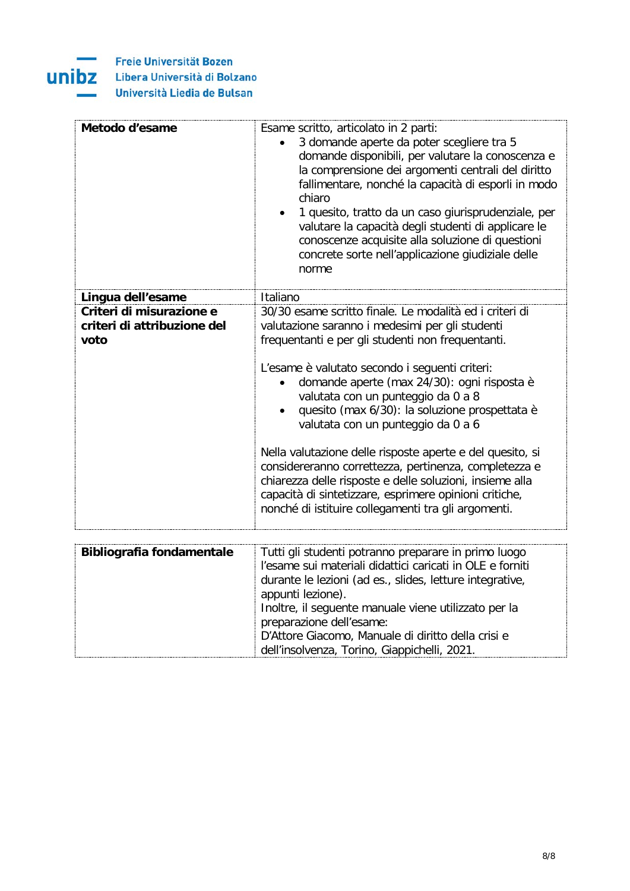| | |
|---|---|
| **Metodo d'esame** | Esame scritto, articolato in 2 parti:<br>• 3 domande aperte da poter scegliere tra 5 domande disponibili, per valutare la conoscenza e la comprensione dei argomenti centrali del diritto fallimentare, nonché la capacità di esporli in modo chiaro<br>• 1 quesito, tratto da un caso giurisprudenziale, per valutare la capacità degli studenti di applicare le conoscenze acquisite alla soluzione di questioni concrete sorte nell'applicazione giudiziale delle norme |
| **Lingua dell'esame** | Italiano |
| **Criteri di misurazione e criteri di attribuzione del voto** | 30/30 esame scritto finale. Le modalità ed i criteri di valutazione saranno i medesimi per gli studenti frequentanti e per gli studenti non frequentanti.<br><br>L'esame è valutato secondo i seguenti criteri:<br>• domande aperte (max 24/30): ogni risposta è valutata con un punteggio da 0 a 8<br>• quesito (max 6/30): la soluzione prospettata è valutata con un punteggio da 0 a 6<br><br>Nella valutazione delle risposte aperte e del quesito, si considereranno correttezza, pertinenza, completezza e chiarezza delle risposte e delle soluzioni, insieme alla capacità di sintetizzare, esprimere opinioni critiche, nonché di istituire collegamenti tra gli argomenti. |

| | |
|---|---|
| **Bibliografia fondamentale** | Tutti gli studenti potranno preparare in primo luogo l'esame sui materiali didattici caricati in OLE e forniti durante le lezioni (ad es., slides, letture integrative, appunti lezione).<br>Inoltre, il seguente manuale viene utilizzato per la preparazione dell'esame:<br>D'Attore Giacomo, Manuale di diritto della crisi e dell'insolvenza, Torino, Giappichelli, 2021. |